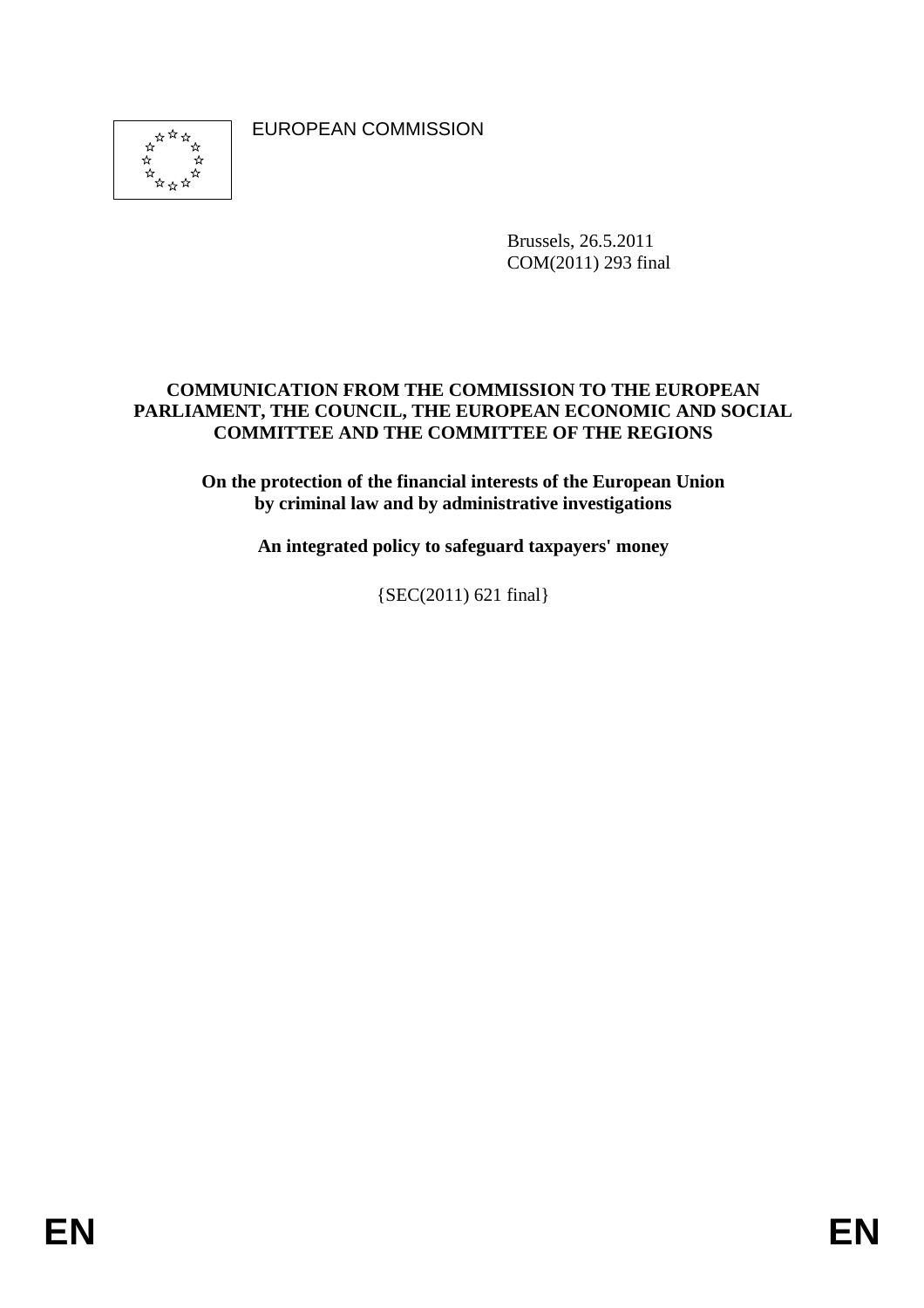EUROPEAN COMMISSION

Brussels, 26.5.2011
COM(2011) 293 final

**COMMUNICATION FROM THE COMMISSION TO THE EUROPEAN PARLIAMENT, THE COUNCIL, THE EUROPEAN ECONOMIC AND SOCIAL COMMITTEE AND THE COMMITTEE OF THE REGIONS**

**On the protection of the financial interests of the European Union by criminal law and by administrative investigations**

**An integrated policy to safeguard taxpayers' money**

{SEC(2011) 621 final}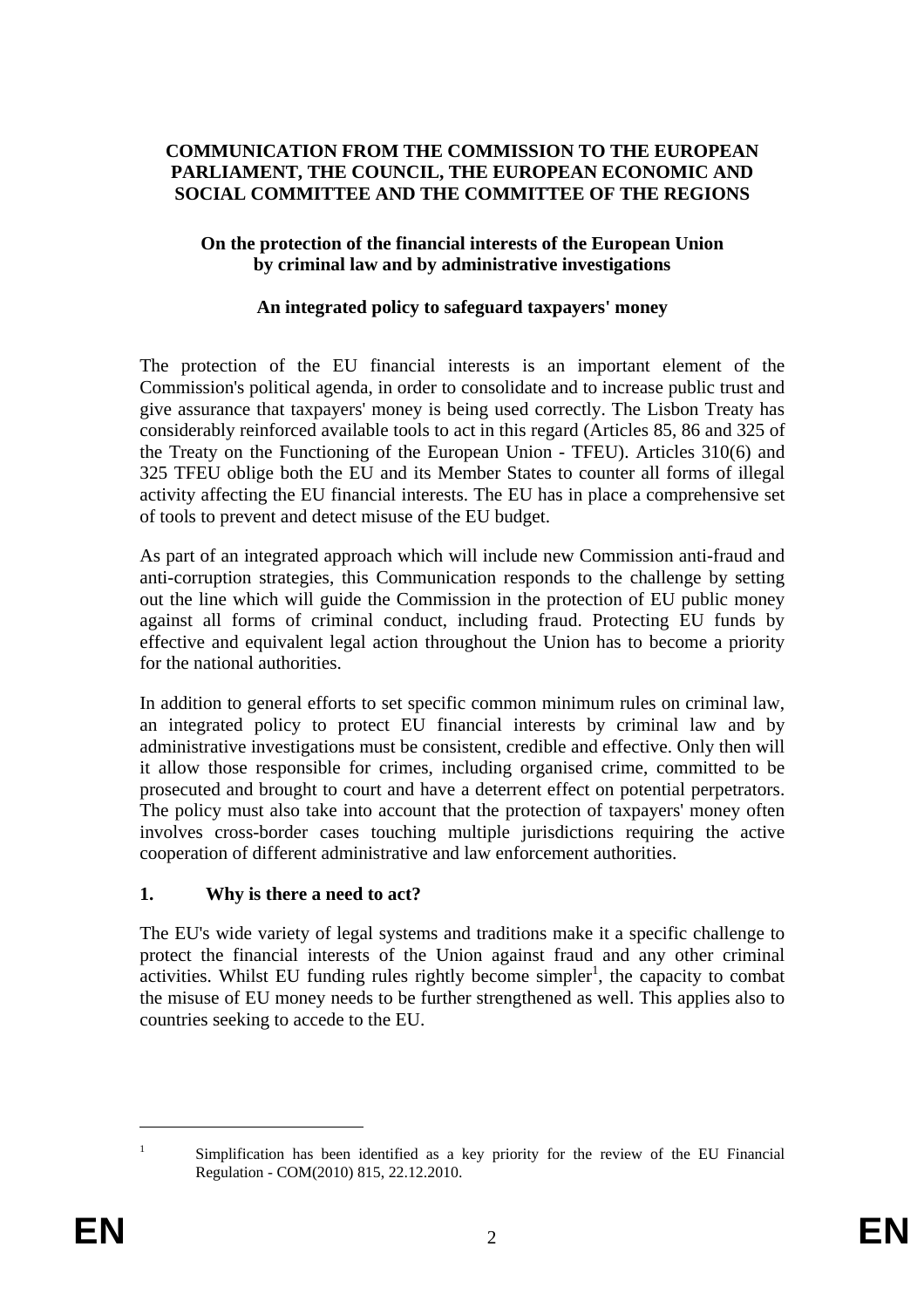**COMMUNICATION FROM THE COMMISSION TO THE EUROPEAN PARLIAMENT, THE COUNCIL, THE EUROPEAN ECONOMIC AND SOCIAL COMMITTEE AND THE COMMITTEE OF THE REGIONS**

**On the protection of the financial interests of the European Union by criminal law and by administrative investigations**

**An integrated policy to safeguard taxpayers' money**

The protection of the EU financial interests is an important element of the Commission's political agenda, in order to consolidate and to increase public trust and give assurance that taxpayers' money is being used correctly. The Lisbon Treaty has considerably reinforced available tools to act in this regard (Articles 85, 86 and 325 of the Treaty on the Functioning of the European Union - TFEU). Articles 310(6) and 325 TFEU oblige both the EU and its Member States to counter all forms of illegal activity affecting the EU financial interests. The EU has in place a comprehensive set of tools to prevent and detect misuse of the EU budget.

As part of an integrated approach which will include new Commission anti-fraud and anti-corruption strategies, this Communication responds to the challenge by setting out the line which will guide the Commission in the protection of EU public money against all forms of criminal conduct, including fraud. Protecting EU funds by effective and equivalent legal action throughout the Union has to become a priority for the national authorities.

In addition to general efforts to set specific common minimum rules on criminal law, an integrated policy to protect EU financial interests by criminal law and by administrative investigations must be consistent, credible and effective. Only then will it allow those responsible for crimes, including organised crime, committed to be prosecuted and brought to court and have a deterrent effect on potential perpetrators. The policy must also take into account that the protection of taxpayers' money often involves cross-border cases touching multiple jurisdictions requiring the active cooperation of different administrative and law enforcement authorities.

## 1. Why is there a need to act?

The EU's wide variety of legal systems and traditions make it a specific challenge to protect the financial interests of the Union against fraud and any other criminal activities. Whilst EU funding rules rightly become simpler[1], the capacity to combat the misuse of EU money needs to be further strengthened as well. This applies also to countries seeking to accede to the EU.

[1] Simplification has been identified as a key priority for the review of the EU Financial Regulation - COM(2010) 815, 22.12.2010.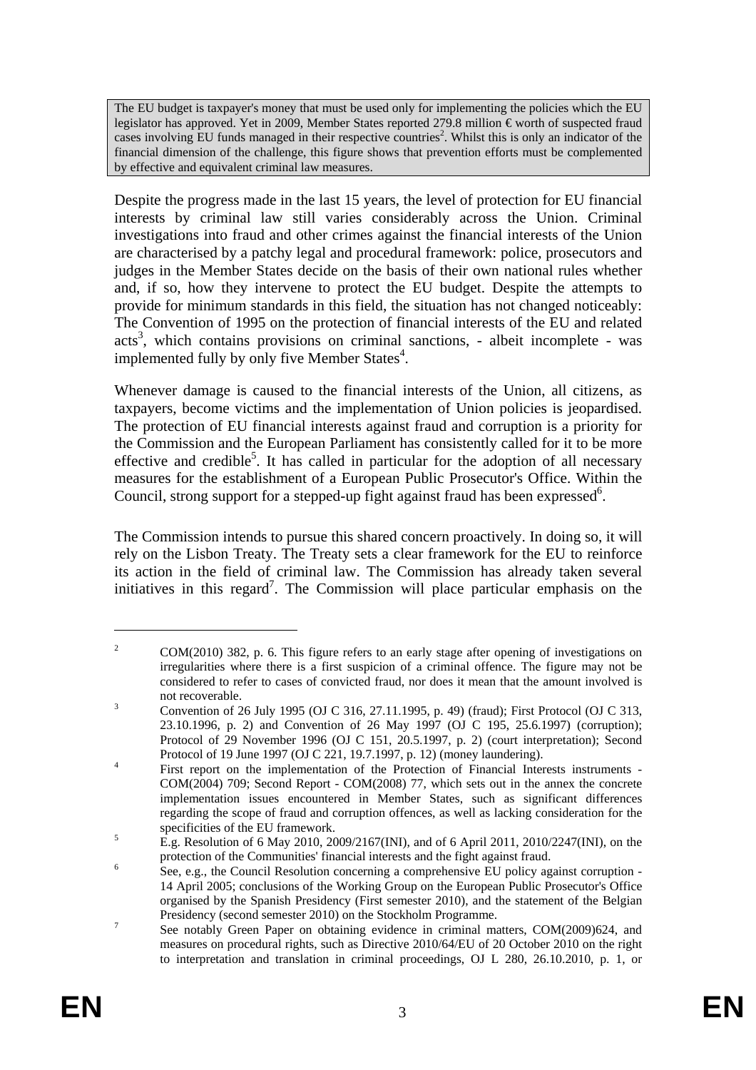> The EU budget is taxpayer's money that must be used only for implementing the policies which the EU legislator has approved. Yet in 2009, Member States reported 279.8 million € worth of suspected fraud cases involving EU funds managed in their respective countries[2]. Whilst this is only an indicator of the financial dimension of the challenge, this figure shows that prevention efforts must be complemented by effective and equivalent criminal law measures.

Despite the progress made in the last 15 years, the level of protection for EU financial interests by criminal law still varies considerably across the Union. Criminal investigations into fraud and other crimes against the financial interests of the Union are characterised by a patchy legal and procedural framework: police, prosecutors and judges in the Member States decide on the basis of their own national rules whether and, if so, how they intervene to protect the EU budget. Despite the attempts to provide for minimum standards in this field, the situation has not changed noticeably: The Convention of 1995 on the protection of financial interests of the EU and related acts[3], which contains provisions on criminal sanctions, - albeit incomplete - was implemented fully by only five Member States[4].

Whenever damage is caused to the financial interests of the Union, all citizens, as taxpayers, become victims and the implementation of Union policies is jeopardised. The protection of EU financial interests against fraud and corruption is a priority for the Commission and the European Parliament has consistently called for it to be more effective and credible[5]. It has called in particular for the adoption of all necessary measures for the establishment of a European Public Prosecutor's Office. Within the Council, strong support for a stepped-up fight against fraud has been expressed[6].

The Commission intends to pursue this shared concern proactively. In doing so, it will rely on the Lisbon Treaty. The Treaty sets a clear framework for the EU to reinforce its action in the field of criminal law. The Commission has already taken several initiatives in this regard[7]. The Commission will place particular emphasis on the

---

[2] COM(2010) 382, p. 6. This figure refers to an early stage after opening of investigations on irregularities where there is a first suspicion of a criminal offence. The figure may not be considered to refer to cases of convicted fraud, nor does it mean that the amount involved is not recoverable.

[3] Convention of 26 July 1995 (OJ C 316, 27.11.1995, p. 49) (fraud); First Protocol (OJ C 313, 23.10.1996, p. 2) and Convention of 26 May 1997 (OJ C 195, 25.6.1997) (corruption); Protocol of 29 November 1996 (OJ C 151, 20.5.1997, p. 2) (court interpretation); Second Protocol of 19 June 1997 (OJ C 221, 19.7.1997, p. 12) (money laundering).

[4] First report on the implementation of the Protection of Financial Interests instruments - COM(2004) 709; Second Report - COM(2008) 77, which sets out in the annex the concrete implementation issues encountered in Member States, such as significant differences regarding the scope of fraud and corruption offences, as well as lacking consideration for the specificities of the EU framework.

[5] E.g. Resolution of 6 May 2010, 2009/2167(INI), and of 6 April 2011, 2010/2247(INI), on the protection of the Communities' financial interests and the fight against fraud.

[6] See, e.g., the Council Resolution concerning a comprehensive EU policy against corruption - 14 April 2005; conclusions of the Working Group on the European Public Prosecutor's Office organised by the Spanish Presidency (First semester 2010), and the statement of the Belgian Presidency (second semester 2010) on the Stockholm Programme.

[7] See notably Green Paper on obtaining evidence in criminal matters, COM(2009)624, and measures on procedural rights, such as Directive 2010/64/EU of 20 October 2010 on the right to interpretation and translation in criminal proceedings, OJ L 280, 26.10.2010, p. 1, or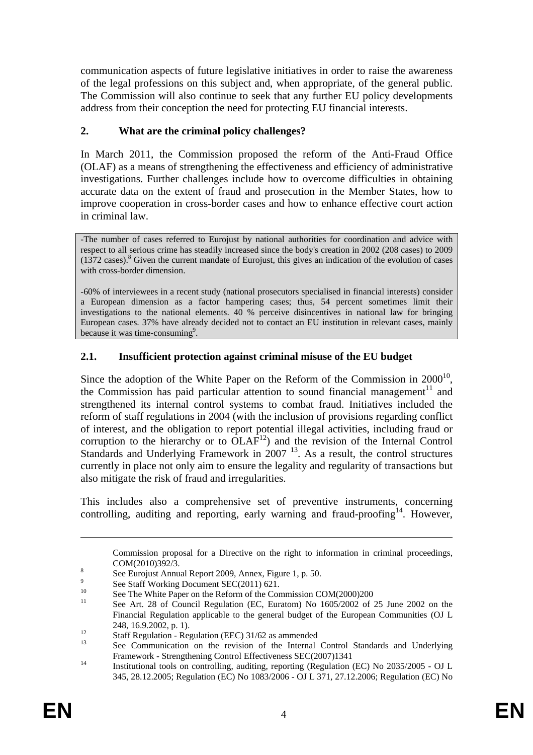communication aspects of future legislative initiatives in order to raise the awareness of the legal professions on this subject and, when appropriate, of the general public. The Commission will also continue to seek that any further EU policy developments address from their conception the need for protecting EU financial interests.

## 2. What are the criminal policy challenges?

In March 2011, the Commission proposed the reform of the Anti-Fraud Office (OLAF) as a means of strengthening the effectiveness and efficiency of administrative investigations. Further challenges include how to overcome difficulties in obtaining accurate data on the extent of fraud and prosecution in the Member States, how to improve cooperation in cross-border cases and how to enhance effective court action in criminal law.

-The number of cases referred to Eurojust by national authorities for coordination and advice with respect to all serious crime has steadily increased since the body's creation in 2002 (208 cases) to 2009 (1372 cases).[8] Given the current mandate of Eurojust, this gives an indication of the evolution of cases with cross-border dimension.

-60% of interviewees in a recent study (national prosecutors specialised in financial interests) consider a European dimension as a factor hampering cases; thus, 54 percent sometimes limit their investigations to the national elements. 40 % perceive disincentives in national law for bringing European cases. 37% have already decided not to contact an EU institution in relevant cases, mainly because it was time-consuming[9].

### 2.1. Insufficient protection against criminal misuse of the EU budget

Since the adoption of the White Paper on the Reform of the Commission in 2000[10], the Commission has paid particular attention to sound financial management[11] and strengthened its internal control systems to combat fraud. Initiatives included the reform of staff regulations in 2004 (with the inclusion of provisions regarding conflict of interest, and the obligation to report potential illegal activities, including fraud or corruption to the hierarchy or to OLAF[12]) and the revision of the Internal Control Standards and Underlying Framework in 2007 [13]. As a result, the control structures currently in place not only aim to ensure the legality and regularity of transactions but also mitigate the risk of fraud and irregularities.

This includes also a comprehensive set of preventive instruments, concerning controlling, auditing and reporting, early warning and fraud-proofing[14]. However,

---

Commission proposal for a Directive on the right to information in criminal proceedings, COM(2010)392/3.

[8] See Eurojust Annual Report 2009, Annex, Figure 1, p. 50.

[9] See Staff Working Document SEC(2011) 621.

[10] See The White Paper on the Reform of the Commission COM(2000)200

[11] See Art. 28 of Council Regulation (EC, Euratom) No 1605/2002 of 25 June 2002 on the Financial Regulation applicable to the general budget of the European Communities (OJ L 248, 16.9.2002, p. 1).

[12] Staff Regulation - Regulation (EEC) 31/62 as ammended

[13] See Communication on the revision of the Internal Control Standards and Underlying Framework - Strengthening Control Effectiveness SEC(2007)1341

[14] Institutional tools on controlling, auditing, reporting (Regulation (EC) No 2035/2005 - OJ L 345, 28.12.2005; Regulation (EC) No 1083/2006 - OJ L 371, 27.12.2006; Regulation (EC) No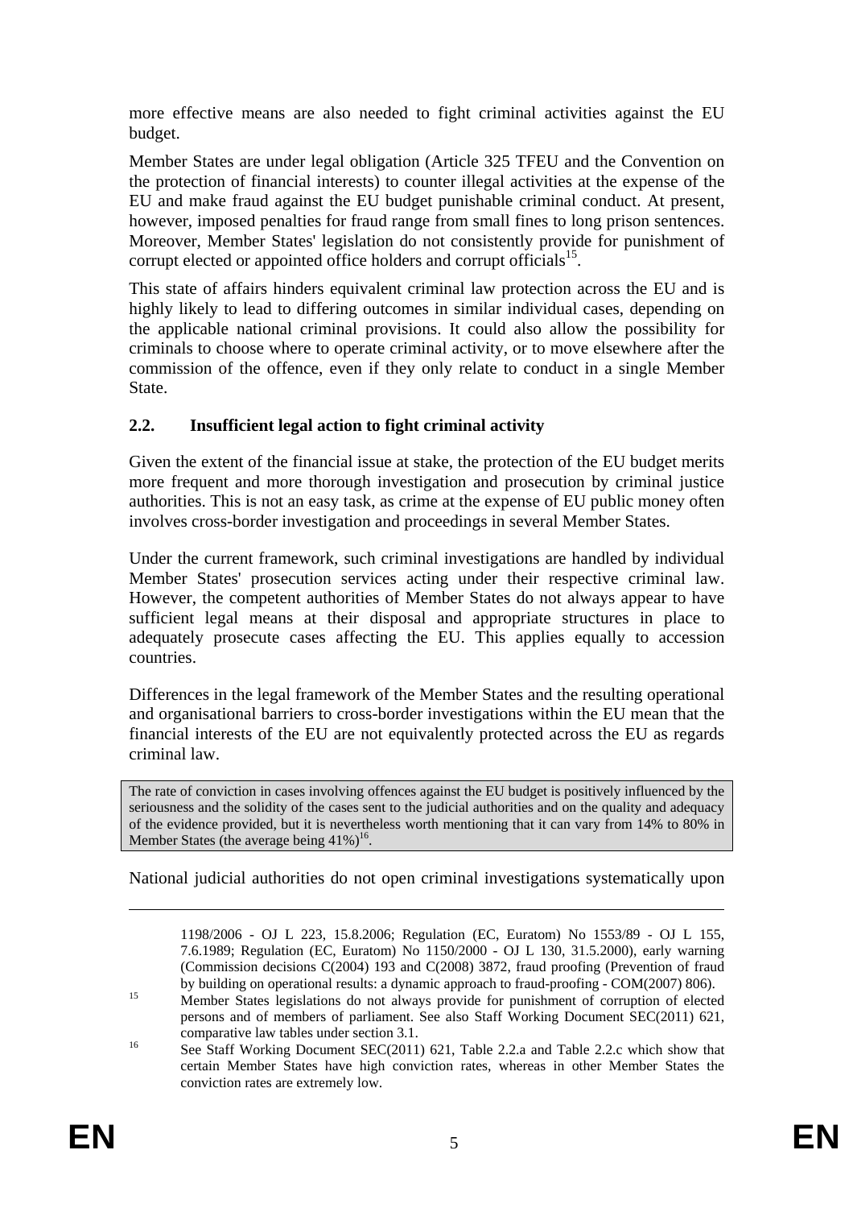more effective means are also needed to fight criminal activities against the EU budget.

Member States are under legal obligation (Article 325 TFEU and the Convention on the protection of financial interests) to counter illegal activities at the expense of the EU and make fraud against the EU budget punishable criminal conduct. At present, however, imposed penalties for fraud range from small fines to long prison sentences. Moreover, Member States' legislation do not consistently provide for punishment of corrupt elected or appointed office holders and corrupt officials[15].

This state of affairs hinders equivalent criminal law protection across the EU and is highly likely to lead to differing outcomes in similar individual cases, depending on the applicable national criminal provisions. It could also allow the possibility for criminals to choose where to operate criminal activity, or to move elsewhere after the commission of the offence, even if they only relate to conduct in a single Member State.

### 2.2. Insufficient legal action to fight criminal activity

Given the extent of the financial issue at stake, the protection of the EU budget merits more frequent and more thorough investigation and prosecution by criminal justice authorities. This is not an easy task, as crime at the expense of EU public money often involves cross-border investigation and proceedings in several Member States.

Under the current framework, such criminal investigations are handled by individual Member States' prosecution services acting under their respective criminal law. However, the competent authorities of Member States do not always appear to have sufficient legal means at their disposal and appropriate structures in place to adequately prosecute cases affecting the EU. This applies equally to accession countries.

Differences in the legal framework of the Member States and the resulting operational and organisational barriers to cross-border investigations within the EU mean that the financial interests of the EU are not equivalently protected across the EU as regards criminal law.

> The rate of conviction in cases involving offences against the EU budget is positively influenced by the seriousness and the solidity of the cases sent to the judicial authorities and on the quality and adequacy of the evidence provided, but it is nevertheless worth mentioning that it can vary from 14% to 80% in Member States (the average being 41%)[16].

National judicial authorities do not open criminal investigations systematically upon

---

1198/2006 - OJ L 223, 15.8.2006; Regulation (EC, Euratom) No 1553/89 - OJ L 155, 7.6.1989; Regulation (EC, Euratom) No 1150/2000 - OJ L 130, 31.5.2000), early warning (Commission decisions C(2004) 193 and C(2008) 3872, fraud proofing (Prevention of fraud by building on operational results: a dynamic approach to fraud-proofing - COM(2007) 806).

[15] Member States legislations do not always provide for punishment of corruption of elected persons and of members of parliament. See also Staff Working Document SEC(2011) 621, comparative law tables under section 3.1.

[16] See Staff Working Document SEC(2011) 621, Table 2.2.a and Table 2.2.c which show that certain Member States have high conviction rates, whereas in other Member States the conviction rates are extremely low.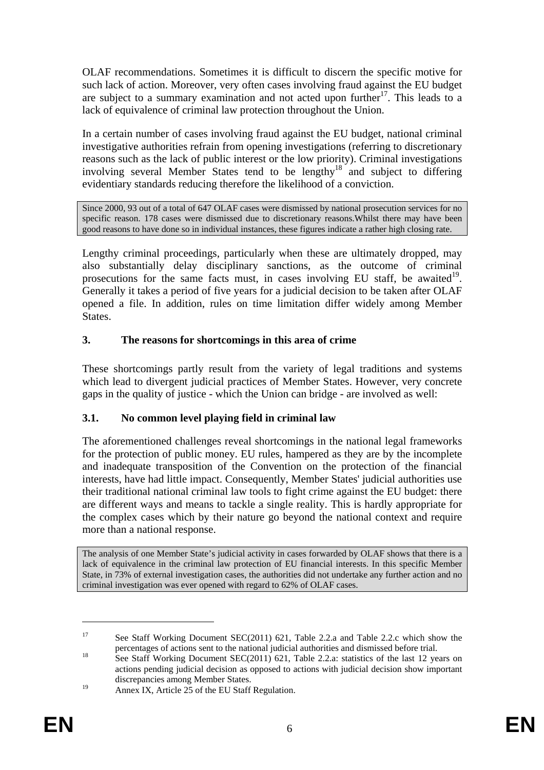OLAF recommendations. Sometimes it is difficult to discern the specific motive for such lack of action. Moreover, very often cases involving fraud against the EU budget are subject to a summary examination and not acted upon further[17]. This leads to a lack of equivalence of criminal law protection throughout the Union.

In a certain number of cases involving fraud against the EU budget, national criminal investigative authorities refrain from opening investigations (referring to discretionary reasons such as the lack of public interest or the low priority). Criminal investigations involving several Member States tend to be lengthy[18] and subject to differing evidentiary standards reducing therefore the likelihood of a conviction.

> Since 2000, 93 out of a total of 647 OLAF cases were dismissed by national prosecution services for no specific reason. 178 cases were dismissed due to discretionary reasons.Whilst there may have been good reasons to have done so in individual instances, these figures indicate a rather high closing rate.

Lengthy criminal proceedings, particularly when these are ultimately dropped, may also substantially delay disciplinary sanctions, as the outcome of criminal prosecutions for the same facts must, in cases involving EU staff, be awaited[19]. Generally it takes a period of five years for a judicial decision to be taken after OLAF opened a file. In addition, rules on time limitation differ widely among Member States.

## 3. The reasons for shortcomings in this area of crime

These shortcomings partly result from the variety of legal traditions and systems which lead to divergent judicial practices of Member States. However, very concrete gaps in the quality of justice - which the Union can bridge - are involved as well:

### 3.1. No common level playing field in criminal law

The aforementioned challenges reveal shortcomings in the national legal frameworks for the protection of public money. EU rules, hampered as they are by the incomplete and inadequate transposition of the Convention on the protection of the financial interests, have had little impact. Consequently, Member States' judicial authorities use their traditional national criminal law tools to fight crime against the EU budget: there are different ways and means to tackle a single reality. This is hardly appropriate for the complex cases which by their nature go beyond the national context and require more than a national response.

> The analysis of one Member State's judicial activity in cases forwarded by OLAF shows that there is a lack of equivalence in the criminal law protection of EU financial interests. In this specific Member State, in 73% of external investigation cases, the authorities did not undertake any further action and no criminal investigation was ever opened with regard to 62% of OLAF cases.

---

[17] See Staff Working Document SEC(2011) 621, Table 2.2.a and Table 2.2.c which show the percentages of actions sent to the national judicial authorities and dismissed before trial.

[18] See Staff Working Document SEC(2011) 621, Table 2.2.a: statistics of the last 12 years on actions pending judicial decision as opposed to actions with judicial decision show important discrepancies among Member States.

[19] Annex IX, Article 25 of the EU Staff Regulation.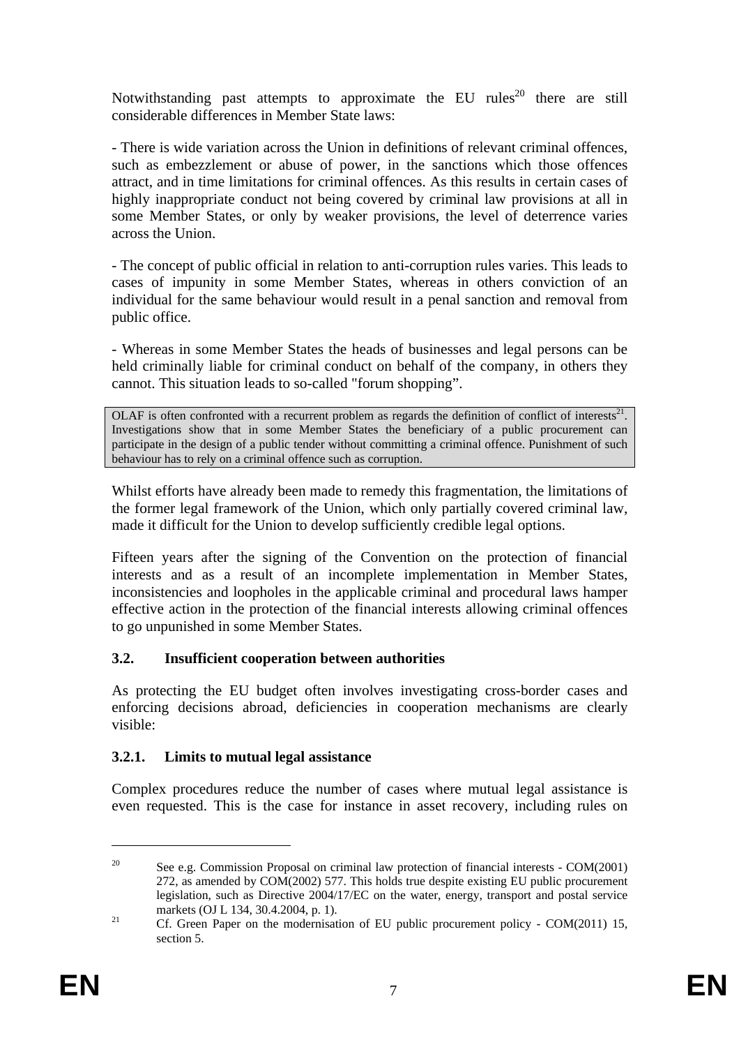Notwithstanding past attempts to approximate the EU rules[20] there are still considerable differences in Member State laws:

- There is wide variation across the Union in definitions of relevant criminal offences, such as embezzlement or abuse of power, in the sanctions which those offences attract, and in time limitations for criminal offences. As this results in certain cases of highly inappropriate conduct not being covered by criminal law provisions at all in some Member States, or only by weaker provisions, the level of deterrence varies across the Union.

- The concept of public official in relation to anti-corruption rules varies. This leads to cases of impunity in some Member States, whereas in others conviction of an individual for the same behaviour would result in a penal sanction and removal from public office.

- Whereas in some Member States the heads of businesses and legal persons can be held criminally liable for criminal conduct on behalf of the company, in others they cannot. This situation leads to so-called "forum shopping".

> OLAF is often confronted with a recurrent problem as regards the definition of conflict of interests[21]. Investigations show that in some Member States the beneficiary of a public procurement can participate in the design of a public tender without committing a criminal offence. Punishment of such behaviour has to rely on a criminal offence such as corruption.

Whilst efforts have already been made to remedy this fragmentation, the limitations of the former legal framework of the Union, which only partially covered criminal law, made it difficult for the Union to develop sufficiently credible legal options.

Fifteen years after the signing of the Convention on the protection of financial interests and as a result of an incomplete implementation in Member States, inconsistencies and loopholes in the applicable criminal and procedural laws hamper effective action in the protection of the financial interests allowing criminal offences to go unpunished in some Member States.

### 3.2. Insufficient cooperation between authorities

As protecting the EU budget often involves investigating cross-border cases and enforcing decisions abroad, deficiencies in cooperation mechanisms are clearly visible:

#### 3.2.1. Limits to mutual legal assistance

Complex procedures reduce the number of cases where mutual legal assistance is even requested. This is the case for instance in asset recovery, including rules on

[20] See e.g. Commission Proposal on criminal law protection of financial interests - COM(2001) 272, as amended by COM(2002) 577. This holds true despite existing EU public procurement legislation, such as Directive 2004/17/EC on the water, energy, transport and postal service markets (OJ L 134, 30.4.2004, p. 1).

[21] Cf. Green Paper on the modernisation of EU public procurement policy - COM(2011) 15, section 5.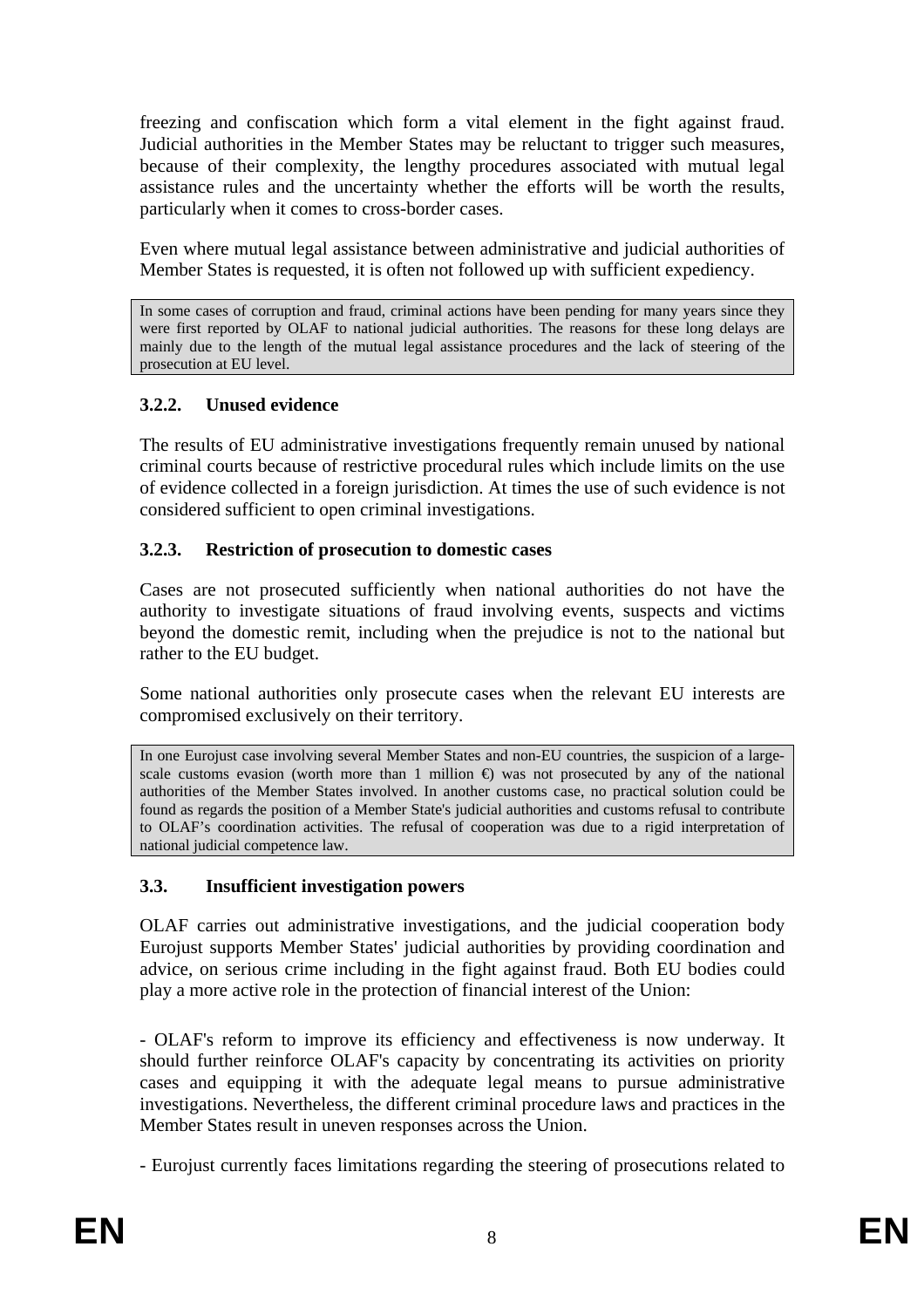freezing and confiscation which form a vital element in the fight against fraud. Judicial authorities in the Member States may be reluctant to trigger such measures, because of their complexity, the lengthy procedures associated with mutual legal assistance rules and the uncertainty whether the efforts will be worth the results, particularly when it comes to cross-border cases.

Even where mutual legal assistance between administrative and judicial authorities of Member States is requested, it is often not followed up with sufficient expediency.

> In some cases of corruption and fraud, criminal actions have been pending for many years since they were first reported by OLAF to national judicial authorities. The reasons for these long delays are mainly due to the length of the mutual legal assistance procedures and the lack of steering of the prosecution at EU level.

### 3.2.2. Unused evidence

The results of EU administrative investigations frequently remain unused by national criminal courts because of restrictive procedural rules which include limits on the use of evidence collected in a foreign jurisdiction. At times the use of such evidence is not considered sufficient to open criminal investigations.

### 3.2.3. Restriction of prosecution to domestic cases

Cases are not prosecuted sufficiently when national authorities do not have the authority to investigate situations of fraud involving events, suspects and victims beyond the domestic remit, including when the prejudice is not to the national but rather to the EU budget.

Some national authorities only prosecute cases when the relevant EU interests are compromised exclusively on their territory.

> In one Eurojust case involving several Member States and non-EU countries, the suspicion of a large-scale customs evasion (worth more than 1 million €) was not prosecuted by any of the national authorities of the Member States involved. In another customs case, no practical solution could be found as regards the position of a Member State's judicial authorities and customs refusal to contribute to OLAF's coordination activities. The refusal of cooperation was due to a rigid interpretation of national judicial competence law.

## 3.3. Insufficient investigation powers

OLAF carries out administrative investigations, and the judicial cooperation body Eurojust supports Member States' judicial authorities by providing coordination and advice, on serious crime including in the fight against fraud. Both EU bodies could play a more active role in the protection of financial interest of the Union:

- OLAF's reform to improve its efficiency and effectiveness is now underway. It should further reinforce OLAF's capacity by concentrating its activities on priority cases and equipping it with the adequate legal means to pursue administrative investigations. Nevertheless, the different criminal procedure laws and practices in the Member States result in uneven responses across the Union.

- Eurojust currently faces limitations regarding the steering of prosecutions related to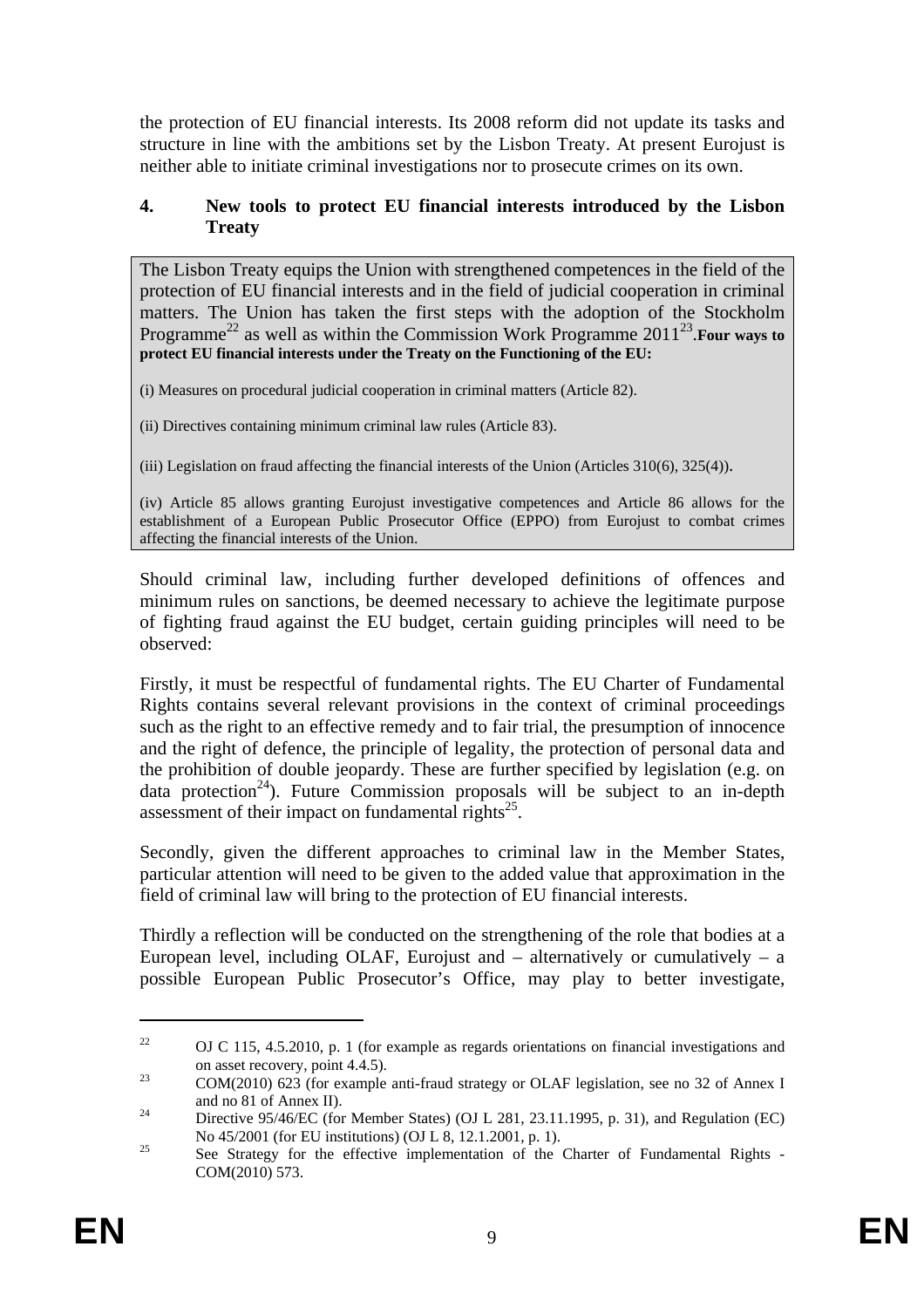the protection of EU financial interests. Its 2008 reform did not update its tasks and structure in line with the ambitions set by the Lisbon Treaty. At present Eurojust is neither able to initiate criminal investigations nor to prosecute crimes on its own.

## 4. New tools to protect EU financial interests introduced by the Lisbon Treaty

The Lisbon Treaty equips the Union with strengthened competences in the field of the protection of EU financial interests and in the field of judicial cooperation in criminal matters. The Union has taken the first steps with the adoption of the Stockholm Programme[22] as well as within the Commission Work Programme 2011[23].**Four ways to protect EU financial interests under the Treaty on the Functioning of the EU:**

(i) Measures on procedural judicial cooperation in criminal matters (Article 82).

(ii) Directives containing minimum criminal law rules (Article 83).

(iii) Legislation on fraud affecting the financial interests of the Union (Articles 310(6), 325(4)).

(iv) Article 85 allows granting Eurojust investigative competences and Article 86 allows for the establishment of a European Public Prosecutor Office (EPPO) from Eurojust to combat crimes affecting the financial interests of the Union.

Should criminal law, including further developed definitions of offences and minimum rules on sanctions, be deemed necessary to achieve the legitimate purpose of fighting fraud against the EU budget, certain guiding principles will need to be observed:

Firstly, it must be respectful of fundamental rights. The EU Charter of Fundamental Rights contains several relevant provisions in the context of criminal proceedings such as the right to an effective remedy and to fair trial, the presumption of innocence and the right of defence, the principle of legality, the protection of personal data and the prohibition of double jeopardy. These are further specified by legislation (e.g. on data protection[24]). Future Commission proposals will be subject to an in-depth assessment of their impact on fundamental rights[25].

Secondly, given the different approaches to criminal law in the Member States, particular attention will need to be given to the added value that approximation in the field of criminal law will bring to the protection of EU financial interests.

Thirdly a reflection will be conducted on the strengthening of the role that bodies at a European level, including OLAF, Eurojust and – alternatively or cumulatively – a possible European Public Prosecutor's Office, may play to better investigate,

---

[22] OJ C 115, 4.5.2010, p. 1 (for example as regards orientations on financial investigations and on asset recovery, point 4.4.5).

[23] COM(2010) 623 (for example anti-fraud strategy or OLAF legislation, see no 32 of Annex I and no 81 of Annex II).

[24] Directive 95/46/EC (for Member States) (OJ L 281, 23.11.1995, p. 31), and Regulation (EC) No 45/2001 (for EU institutions) (OJ L 8, 12.1.2001, p. 1).

[25] See Strategy for the effective implementation of the Charter of Fundamental Rights - COM(2010) 573.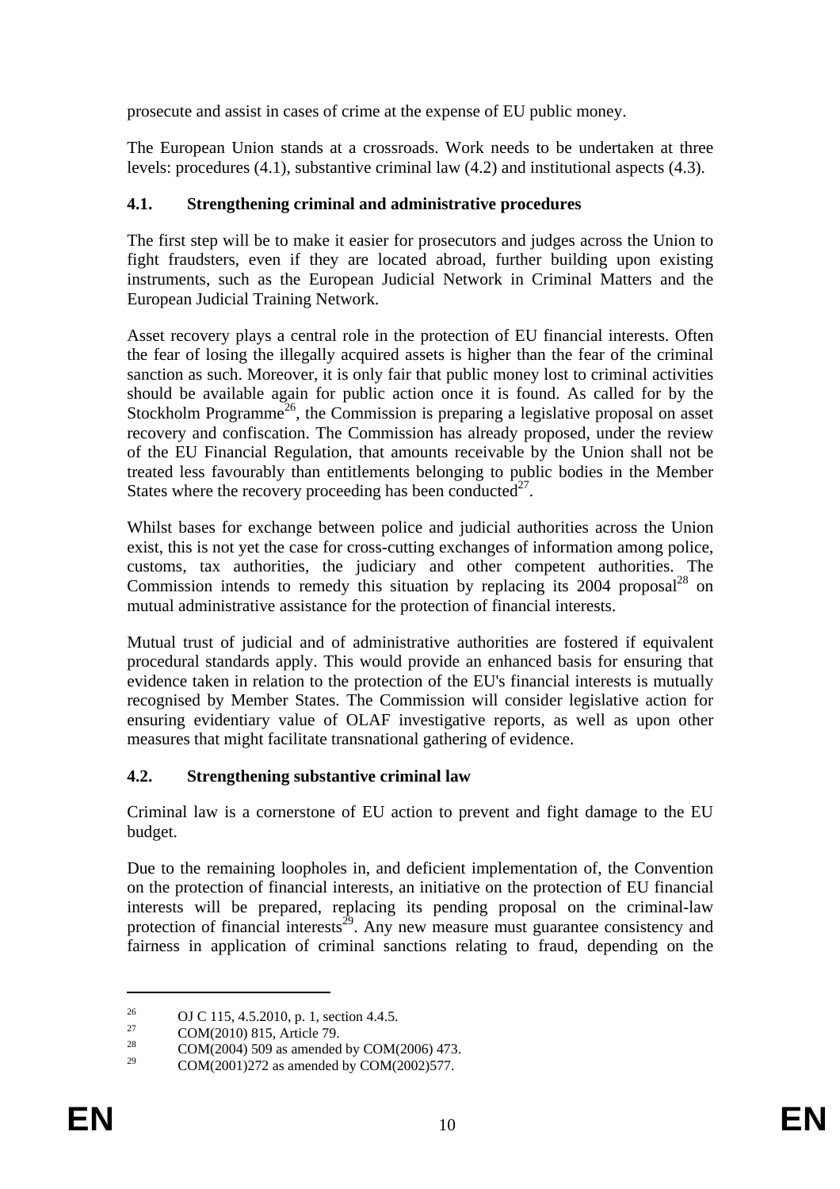prosecute and assist in cases of crime at the expense of EU public money.

The European Union stands at a crossroads. Work needs to be undertaken at three levels: procedures (4.1), substantive criminal law (4.2) and institutional aspects (4.3).

### 4.1. Strengthening criminal and administrative procedures

The first step will be to make it easier for prosecutors and judges across the Union to fight fraudsters, even if they are located abroad, further building upon existing instruments, such as the European Judicial Network in Criminal Matters and the European Judicial Training Network.

Asset recovery plays a central role in the protection of EU financial interests. Often the fear of losing the illegally acquired assets is higher than the fear of the criminal sanction as such. Moreover, it is only fair that public money lost to criminal activities should be available again for public action once it is found. As called for by the Stockholm Programme[26], the Commission is preparing a legislative proposal on asset recovery and confiscation. The Commission has already proposed, under the review of the EU Financial Regulation, that amounts receivable by the Union shall not be treated less favourably than entitlements belonging to public bodies in the Member States where the recovery proceeding has been conducted[27].

Whilst bases for exchange between police and judicial authorities across the Union exist, this is not yet the case for cross-cutting exchanges of information among police, customs, tax authorities, the judiciary and other competent authorities. The Commission intends to remedy this situation by replacing its 2004 proposal[28] on mutual administrative assistance for the protection of financial interests.

Mutual trust of judicial and of administrative authorities are fostered if equivalent procedural standards apply. This would provide an enhanced basis for ensuring that evidence taken in relation to the protection of the EU's financial interests is mutually recognised by Member States. The Commission will consider legislative action for ensuring evidentiary value of OLAF investigative reports, as well as upon other measures that might facilitate transnational gathering of evidence.

### 4.2. Strengthening substantive criminal law

Criminal law is a cornerstone of EU action to prevent and fight damage to the EU budget.

Due to the remaining loopholes in, and deficient implementation of, the Convention on the protection of financial interests, an initiative on the protection of EU financial interests will be prepared, replacing its pending proposal on the criminal-law protection of financial interests[29]. Any new measure must guarantee consistency and fairness in application of criminal sanctions relating to fraud, depending on the

---

[26] OJ C 115, 4.5.2010, p. 1, section 4.4.5.

[27] COM(2010) 815, Article 79.

[28] COM(2004) 509 as amended by COM(2006) 473.

[29] COM(2001)272 as amended by COM(2002)577.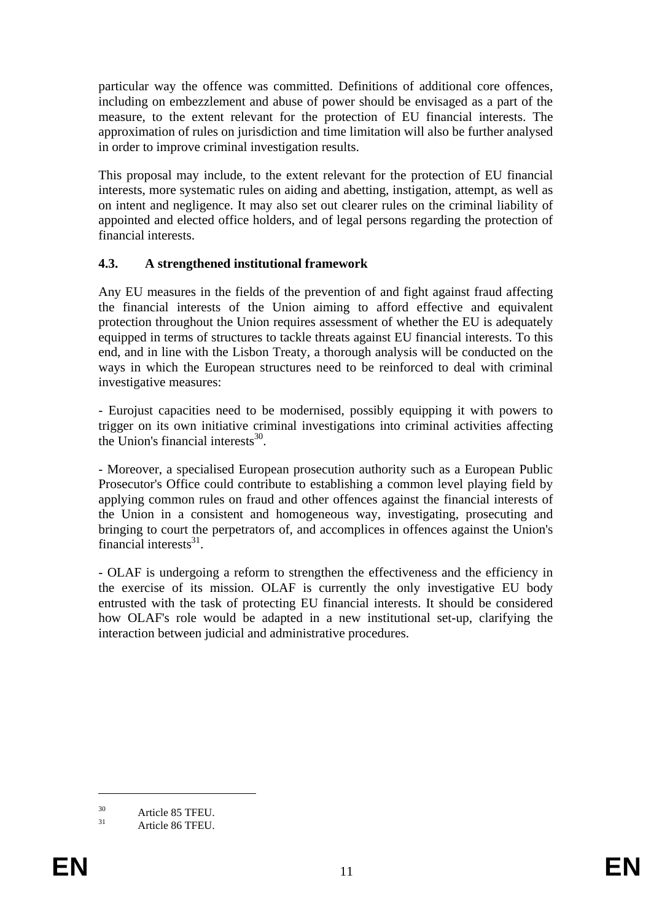particular way the offence was committed. Definitions of additional core offences, including on embezzlement and abuse of power should be envisaged as a part of the measure, to the extent relevant for the protection of EU financial interests. The approximation of rules on jurisdiction and time limitation will also be further analysed in order to improve criminal investigation results.

This proposal may include, to the extent relevant for the protection of EU financial interests, more systematic rules on aiding and abetting, instigation, attempt, as well as on intent and negligence. It may also set out clearer rules on the criminal liability of appointed and elected office holders, and of legal persons regarding the protection of financial interests.

### 4.3. A strengthened institutional framework

Any EU measures in the fields of the prevention of and fight against fraud affecting the financial interests of the Union aiming to afford effective and equivalent protection throughout the Union requires assessment of whether the EU is adequately equipped in terms of structures to tackle threats against EU financial interests. To this end, and in line with the Lisbon Treaty, a thorough analysis will be conducted on the ways in which the European structures need to be reinforced to deal with criminal investigative measures:

- Eurojust capacities need to be modernised, possibly equipping it with powers to trigger on its own initiative criminal investigations into criminal activities affecting the Union's financial interests[30].

- Moreover, a specialised European prosecution authority such as a European Public Prosecutor's Office could contribute to establishing a common level playing field by applying common rules on fraud and other offences against the financial interests of the Union in a consistent and homogeneous way, investigating, prosecuting and bringing to court the perpetrators of, and accomplices in offences against the Union's financial interests[31].

- OLAF is undergoing a reform to strengthen the effectiveness and the efficiency in the exercise of its mission. OLAF is currently the only investigative EU body entrusted with the task of protecting EU financial interests. It should be considered how OLAF's role would be adapted in a new institutional set-up, clarifying the interaction between judicial and administrative procedures.

---

[30] Article 85 TFEU.

[31] Article 86 TFEU.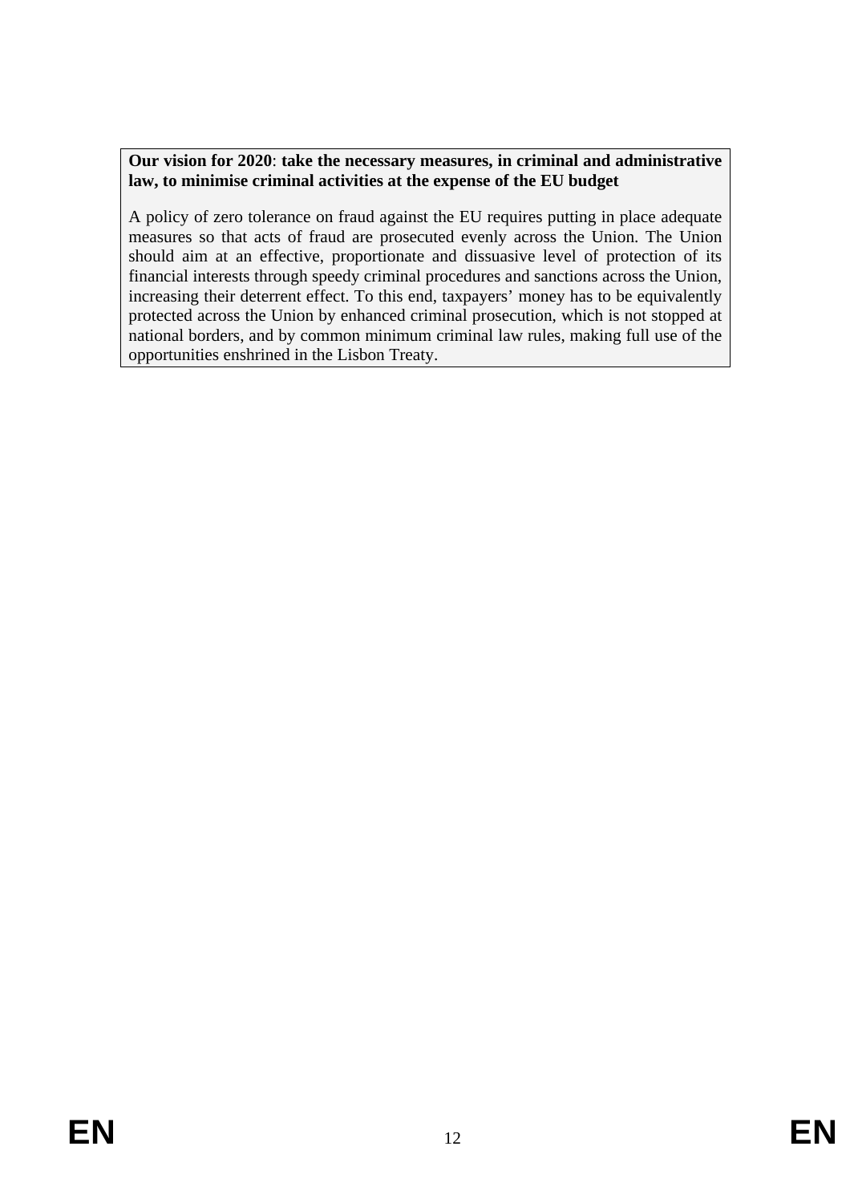**Our vision for 2020**: **take the necessary measures, in criminal and administrative law, to minimise criminal activities at the expense of the EU budget**

A policy of zero tolerance on fraud against the EU requires putting in place adequate measures so that acts of fraud are prosecuted evenly across the Union. The Union should aim at an effective, proportionate and dissuasive level of protection of its financial interests through speedy criminal procedures and sanctions across the Union, increasing their deterrent effect. To this end, taxpayers' money has to be equivalently protected across the Union by enhanced criminal prosecution, which is not stopped at national borders, and by common minimum criminal law rules, making full use of the opportunities enshrined in the Lisbon Treaty.